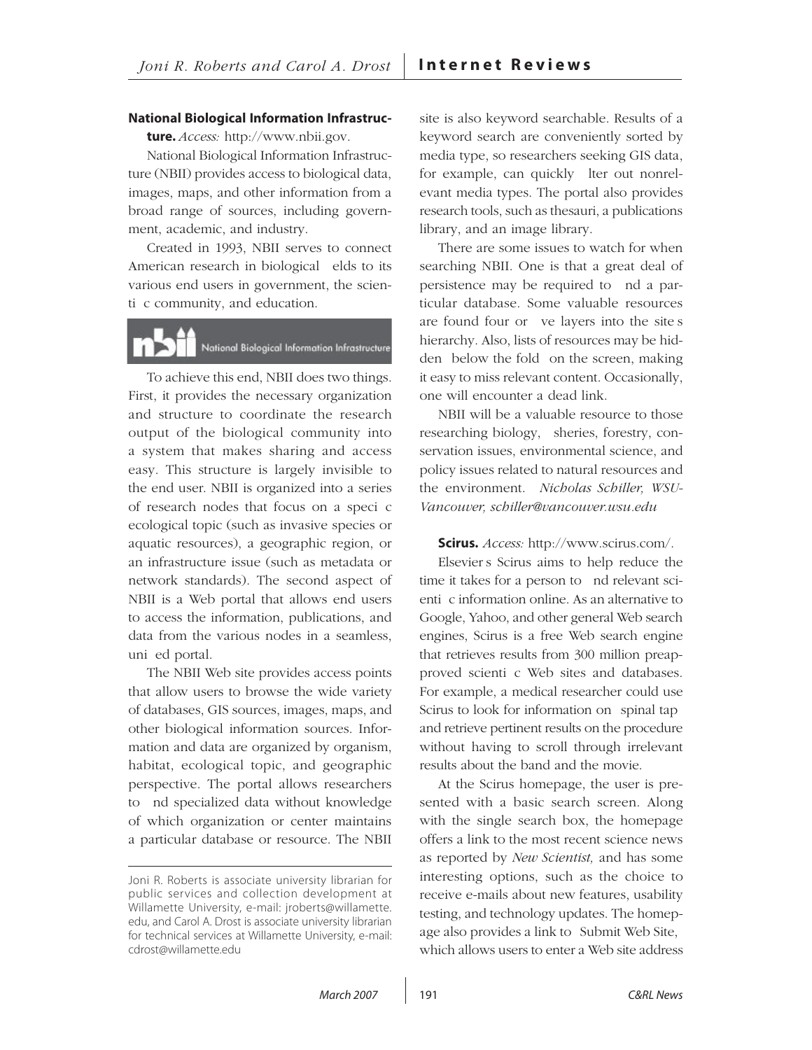**National Biological Information Infrastructure.** *Access:* http://www.nbii.gov.

National Biological Information Infrastructure (NBII) provides access to biological data, images, maps, and other information from a broad range of sources, including government, academic, and industry.

Created in 1993, NBII serves to connect American research in biological fields to its various end users in government, the scientific community, and education.

To achieve this end, NBII does two things. First, it provides the necessary organization and structure to coordinate the research output of the biological community into a system that makes sharing and access easy. This structure is largely invisible to the end user. NBII is organized into a series of research nodes that focus on a specific ecological topic (such as invasive species or aquatic resources), a geographic region, or an infrastructure issue (such as metadata or network standards). The second aspect of NBII is a Web portal that allows end users to access the information, publications, and data from the various nodes in a seamless, unified portal.

The NBII Web site provides access points that allow users to browse the wide variety of databases, GIS sources, images, maps, and other biological information sources. Information and data are organized by organism, habitat, ecological topic, and geographic perspective. The portal allows researchers to find specialized data without knowledge of which organization or center maintains a particular database or resource. The NBII site is also keyword searchable. Results of a keyword search are conveniently sorted by media type, so researchers seeking GIS data, for example, can quickly filter out nonrelevant media types. The portal also provides research tools, such as thesauri, a publications library, and an image library.

There are some issues to watch for when searching NBII. One is that a great deal of persistence may be required to find a particular database. Some valuable resources are found four or five layers into the site's hierarchy. Also, lists of resources may be hidden "below the fold" on the screen, making it easy to miss relevant content. Occasionally, one will encounter a dead link.

NBII will be a valuable resource to those researching biology, fisheries, forestry, conservation issues, environmental science, and policy issues related to natural resources and the environment. *Nicholas Schiller, WSU-Vancouver, schiller@vancouver.wsu.edu*

**Scirus.** *Access:* http://www.scirus.com/.

Elsevier's Scirus aims to help reduce the time it takes for a person to find relevant scientific information online. As an alternative to Google, Yahoo, and other general Web search engines, Scirus is a free Web search engine that retrieves results from 300 million preapproved scientific Web sites and databases. For example, a medical researcher could use Scirus to look for information on "spinal tap" and retrieve pertinent results on the procedure without having to scroll through irrelevant results about the band and the movie.

At the Scirus homepage, the user is presented with a basic search screen. Along with the single search box, the homepage offers a link to the most recent science news as reported by *New Scientist,* and has some interesting options, such as the choice to receive e-mails about new features, usability testing, and technology updates. The homepage also provides a link to "Submit Web Site," which allows users to enter a Web site address

---

Joni R. Roberts is associate university librarian for public services and collection development at Willamette University, e-mail: jroberts@willamette.edu, and Carol A. Drost is associate university librarian for technical services at Willamette University, e-mail: cdrost@willamette.edu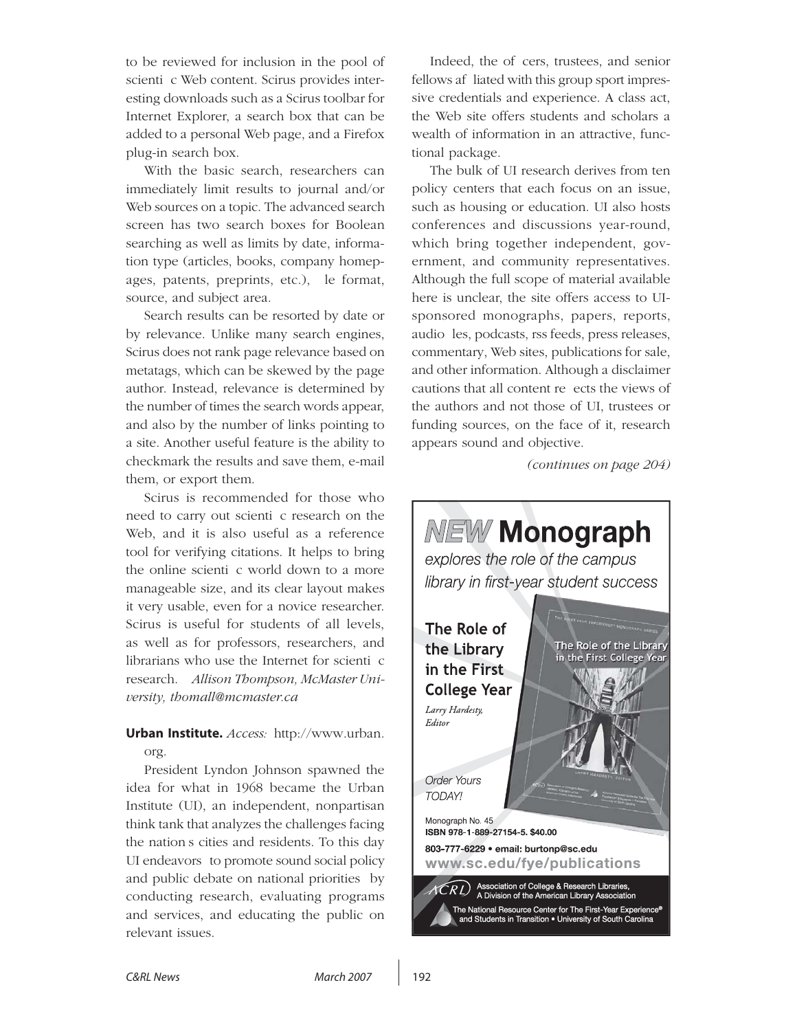to be reviewed for inclusion in the pool of scienti c Web content. Scirus provides interesting downloads such as a Scirus toolbar for Internet Explorer, a search box that can be added to a personal Web page, and a Firefox plug-in search box.

With the basic search, researchers can immediately limit results to journal and/or Web sources on a topic. The advanced search screen has two search boxes for Boolean searching as well as limits by date, information type (articles, books, company homepages, patents, preprints, etc.), le format, source, and subject area.

Search results can be resorted by date or by relevance. Unlike many search engines, Scirus does not rank page relevance based on metatags, which can be skewed by the page author. Instead, relevance is determined by the number of times the search words appear, and also by the number of links pointing to a site. Another useful feature is the ability to checkmark the results and save them, e-mail them, or export them.

Scirus is recommended for those who need to carry out scienti c research on the Web, and it is also useful as a reference tool for verifying citations. It helps to bring the online scienti c world down to a more manageable size, and its clear layout makes it very usable, even for a novice researcher. Scirus is useful for students of all levels, as well as for professors, researchers, and librarians who use the Internet for scienti c research. *Allison Thompson, McMaster University, thomall@mcmaster.ca*

**Urban Institute.** *Access:* http://www.urban.org.

President Lyndon Johnson spawned the idea for what in 1968 became the Urban Institute (UI), an independent, nonpartisan think tank that analyzes the challenges facing the nation s cities and residents. To this day UI endeavors to promote sound social policy and public debate on national priorities by conducting research, evaluating programs and services, and educating the public on relevant issues.

Indeed, the of cers, trustees, and senior fellows af liated with this group sport impressive credentials and experience. A class act, the Web site offers students and scholars a wealth of information in an attractive, functional package.

The bulk of UI research derives from ten policy centers that each focus on an issue, such as housing or education. UI also hosts conferences and discussions year-round, which bring together independent, government, and community representatives. Although the full scope of material available here is unclear, the site offers access to UI-sponsored monographs, papers, reports, audio les, podcasts, rss feeds, press releases, commentary, Web sites, publications for sale, and other information. Although a disclaimer cautions that all content re ects the views of the authors and not those of UI, trustees or funding sources, on the face of it, research appears sound and objective.

*(continues on page 204)*

**NEW Monograph**

*explores the role of the campus library in first-year student success*

**The Role of the Library in the First College Year**

*Larry Hardesty, Editor*

*Order Yours TODAY!*

Monograph No. 45
**ISBN 978-1-889-27154-5. $40.00**

**803-777-6229 • email: burtonp@sc.edu**
**www.sc.edu/fye/publications**

Association of College & Research Libraries, A Division of the American Library Association

The National Resource Center for The First-Year Experience® and Students in Transition • University of South Carolina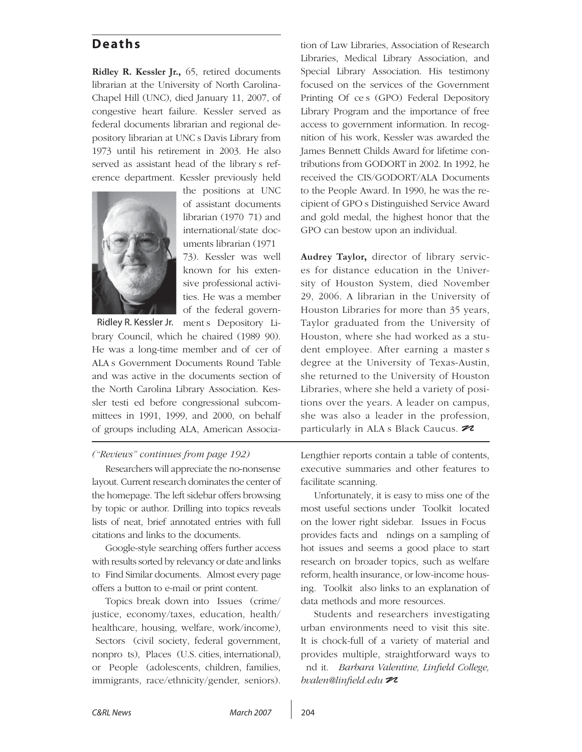## Deaths

**Ridley R. Kessler Jr.,** 65, retired documents librarian at the University of North Carolina-Chapel Hill (UNC), died January 11, 2007, of congestive heart failure. Kessler served as federal documents librarian and regional depository librarian at UNC s Davis Library from 1973 until his retirement in 2003. He also served as assistant head of the library s reference department. Kessler previously held the positions at UNC of assistant documents librarian (1970 71) and international/state documents librarian (1971 73). Kessler was well known for his extensive professional activities. He was a member of the federal government s Depository Library Council, which he chaired (1989 90). He was a long-time member and of cer of ALA s Government Documents Round Table and was active in the documents section of the North Carolina Library Association. Kessler testi ed before congressional subcommittees in 1991, 1999, and 2000, on behalf of groups including ALA, American Association of Law Libraries, Association of Research Libraries, Medical Library Association, and Special Library Association. His testimony focused on the services of the Government Printing Of ce s (GPO) Federal Depository Library Program and the importance of free access to government information. In recognition of his work, Kessler was awarded the James Bennett Childs Award for lifetime contributions from GODORT in 2002. In 1992, he received the CIS/GODORT/ALA Documents to the People Award. In 1990, he was the recipient of GPO s Distinguished Service Award and gold medal, the highest honor that the GPO can bestow upon an individual.

Ridley R. Kessler Jr.

**Audrey Taylor,** director of library services for distance education in the University of Houston System, died November 29, 2006. A librarian in the University of Houston Libraries for more than 35 years, Taylor graduated from the University of Houston, where she had worked as a student employee. After earning a master s degree at the University of Texas-Austin, she returned to the University of Houston Libraries, where she held a variety of positions over the years. A leader on campus, she was also a leader in the profession, particularly in ALA s Black Caucus.

---

*("Reviews" continues from page 192)*

Researchers will appreciate the no-nonsense layout. Current research dominates the center of the homepage. The left sidebar offers browsing by topic or author. Drilling into topics reveals lists of neat, brief annotated entries with full citations and links to the documents.

Google-style searching offers further access with results sorted by relevancy or date and links to Find Similar documents. Almost every page offers a button to e-mail or print content.

Topics break down into Issues (crime/justice, economy/taxes, education, health/healthcare, housing, welfare, work/income), Sectors (civil society, federal government, nonpro ts), Places (U.S. cities, international), or People (adolescents, children, families, immigrants, race/ethnicity/gender, seniors). Lengthier reports contain a table of contents, executive summaries and other features to facilitate scanning.

Unfortunately, it is easy to miss one of the most useful sections under Toolkit located on the lower right sidebar. Issues in Focus provides facts and ndings on a sampling of hot issues and seems a good place to start research on broader topics, such as welfare reform, health insurance, or low-income housing. Toolkit also links to an explanation of data methods and more resources.

Students and researchers investigating urban environments need to visit this site. It is chock-full of a variety of material and provides multiple, straightforward ways to nd it. *Barbara Valentine, Linfield College, bvalen@linfield.edu*